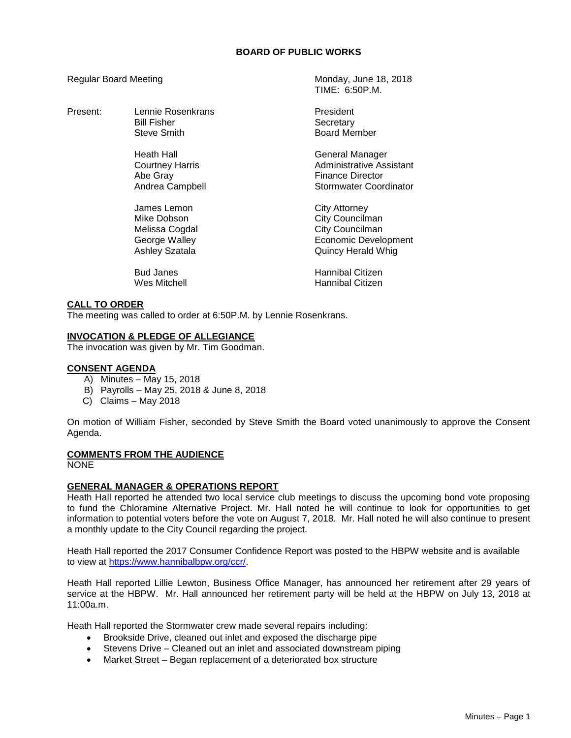# BOARD OF PUBLIC WORKS

Regular Board Meeting — Monday, June 18, 2018
TIME: 6:50P.M.

| Present: | | |
|---|---|---|
| | Lennie Rosenkrans | President |
| | Bill Fisher | Secretary |
| | Steve Smith | Board Member |
| | | |
| | Heath Hall | General Manager |
| | Courtney Harris | Administrative Assistant |
| | Abe Gray | Finance Director |
| | Andrea Campbell | Stormwater Coordinator |
| | | |
| | James Lemon | City Attorney |
| | Mike Dobson | City Councilman |
| | Melissa Cogdal | City Councilman |
| | George Walley | Economic Development |
| | Ashley Szatala | Quincy Herald Whig |
| | | |
| | Bud Janes | Hannibal Citizen |
| | Wes Mitchell | Hannibal Citizen |

## CALL TO ORDER

The meeting was called to order at 6:50P.M. by Lennie Rosenkrans.

## INVOCATION & PLEDGE OF ALLEGIANCE

The invocation was given by Mr. Tim Goodman.

## CONSENT AGENDA

A) Minutes – May 15, 2018
B) Payrolls – May 25, 2018 & June 8, 2018
C) Claims – May 2018

On motion of William Fisher, seconded by Steve Smith the Board voted unanimously to approve the Consent Agenda.

## COMMENTS FROM THE AUDIENCE

NONE

## GENERAL MANAGER & OPERATIONS REPORT

Heath Hall reported he attended two local service club meetings to discuss the upcoming bond vote proposing to fund the Chloramine Alternative Project. Mr. Hall noted he will continue to look for opportunities to get information to potential voters before the vote on August 7, 2018. Mr. Hall noted he will also continue to present a monthly update to the City Council regarding the project.

Heath Hall reported the 2017 Consumer Confidence Report was posted to the HBPW website and is available to view at https://www.hannibalbpw.org/ccr/.

Heath Hall reported Lillie Lewton, Business Office Manager, has announced her retirement after 29 years of service at the HBPW. Mr. Hall announced her retirement party will be held at the HBPW on July 13, 2018 at 11:00a.m.

Heath Hall reported the Stormwater crew made several repairs including:

- Brookside Drive, cleaned out inlet and exposed the discharge pipe
- Stevens Drive – Cleaned out an inlet and associated downstream piping
- Market Street – Began replacement of a deteriorated box structure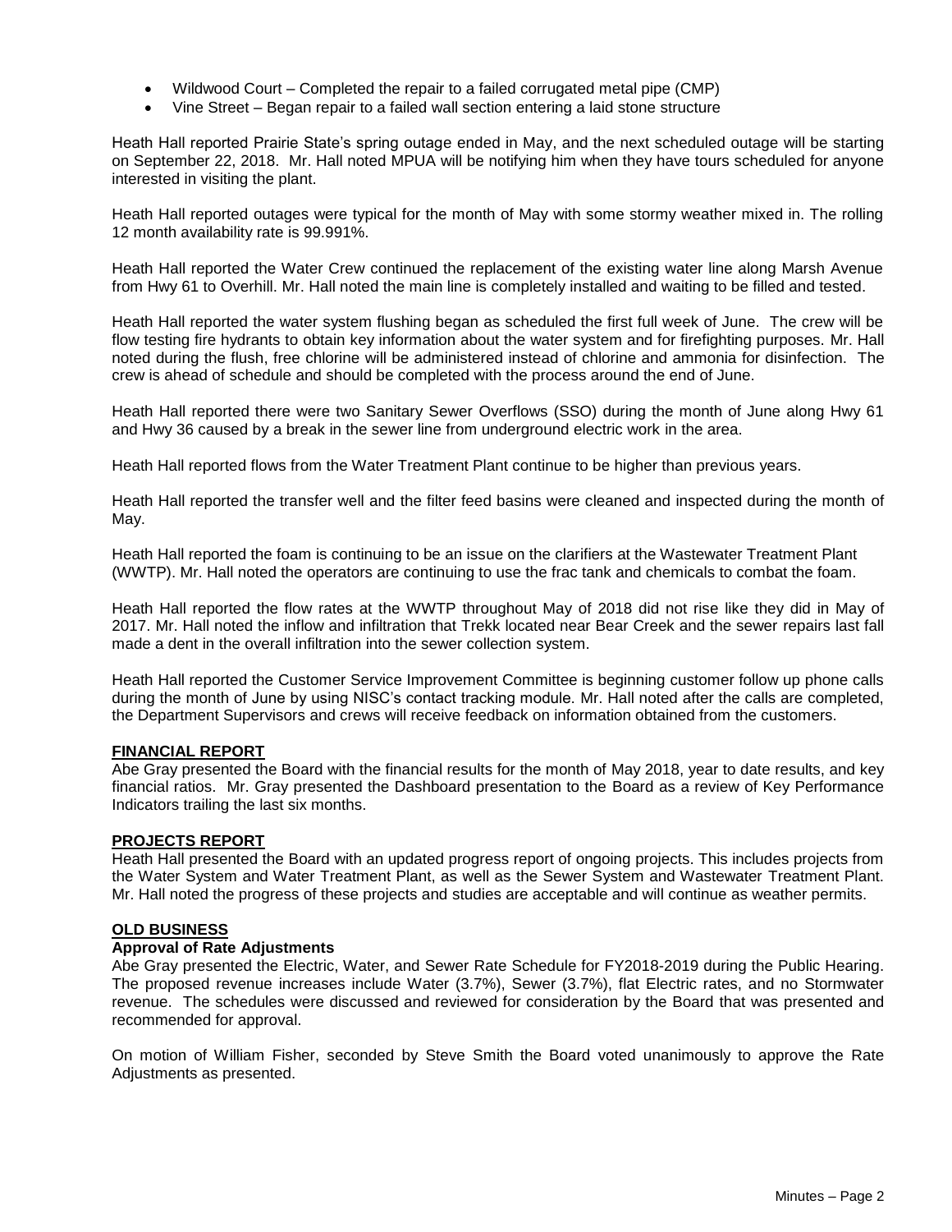- Wildwood Court – Completed the repair to a failed corrugated metal pipe (CMP)
- Vine Street – Began repair to a failed wall section entering a laid stone structure

Heath Hall reported Prairie State's spring outage ended in May, and the next scheduled outage will be starting on September 22, 2018. Mr. Hall noted MPUA will be notifying him when they have tours scheduled for anyone interested in visiting the plant.

Heath Hall reported outages were typical for the month of May with some stormy weather mixed in. The rolling 12 month availability rate is 99.991%.

Heath Hall reported the Water Crew continued the replacement of the existing water line along Marsh Avenue from Hwy 61 to Overhill. Mr. Hall noted the main line is completely installed and waiting to be filled and tested.

Heath Hall reported the water system flushing began as scheduled the first full week of June. The crew will be flow testing fire hydrants to obtain key information about the water system and for firefighting purposes. Mr. Hall noted during the flush, free chlorine will be administered instead of chlorine and ammonia for disinfection. The crew is ahead of schedule and should be completed with the process around the end of June.

Heath Hall reported there were two Sanitary Sewer Overflows (SSO) during the month of June along Hwy 61 and Hwy 36 caused by a break in the sewer line from underground electric work in the area.

Heath Hall reported flows from the Water Treatment Plant continue to be higher than previous years.

Heath Hall reported the transfer well and the filter feed basins were cleaned and inspected during the month of May.

Heath Hall reported the foam is continuing to be an issue on the clarifiers at the Wastewater Treatment Plant (WWTP). Mr. Hall noted the operators are continuing to use the frac tank and chemicals to combat the foam.

Heath Hall reported the flow rates at the WWTP throughout May of 2018 did not rise like they did in May of 2017. Mr. Hall noted the inflow and infiltration that Trekk located near Bear Creek and the sewer repairs last fall made a dent in the overall infiltration into the sewer collection system.

Heath Hall reported the Customer Service Improvement Committee is beginning customer follow up phone calls during the month of June by using NISC's contact tracking module. Mr. Hall noted after the calls are completed, the Department Supervisors and crews will receive feedback on information obtained from the customers.

## FINANCIAL REPORT

Abe Gray presented the Board with the financial results for the month of May 2018, year to date results, and key financial ratios. Mr. Gray presented the Dashboard presentation to the Board as a review of Key Performance Indicators trailing the last six months.

## PROJECTS REPORT

Heath Hall presented the Board with an updated progress report of ongoing projects. This includes projects from the Water System and Water Treatment Plant, as well as the Sewer System and Wastewater Treatment Plant. Mr. Hall noted the progress of these projects and studies are acceptable and will continue as weather permits.

## OLD BUSINESS

### Approval of Rate Adjustments

Abe Gray presented the Electric, Water, and Sewer Rate Schedule for FY2018-2019 during the Public Hearing. The proposed revenue increases include Water (3.7%), Sewer (3.7%), flat Electric rates, and no Stormwater revenue. The schedules were discussed and reviewed for consideration by the Board that was presented and recommended for approval.

On motion of William Fisher, seconded by Steve Smith the Board voted unanimously to approve the Rate Adjustments as presented.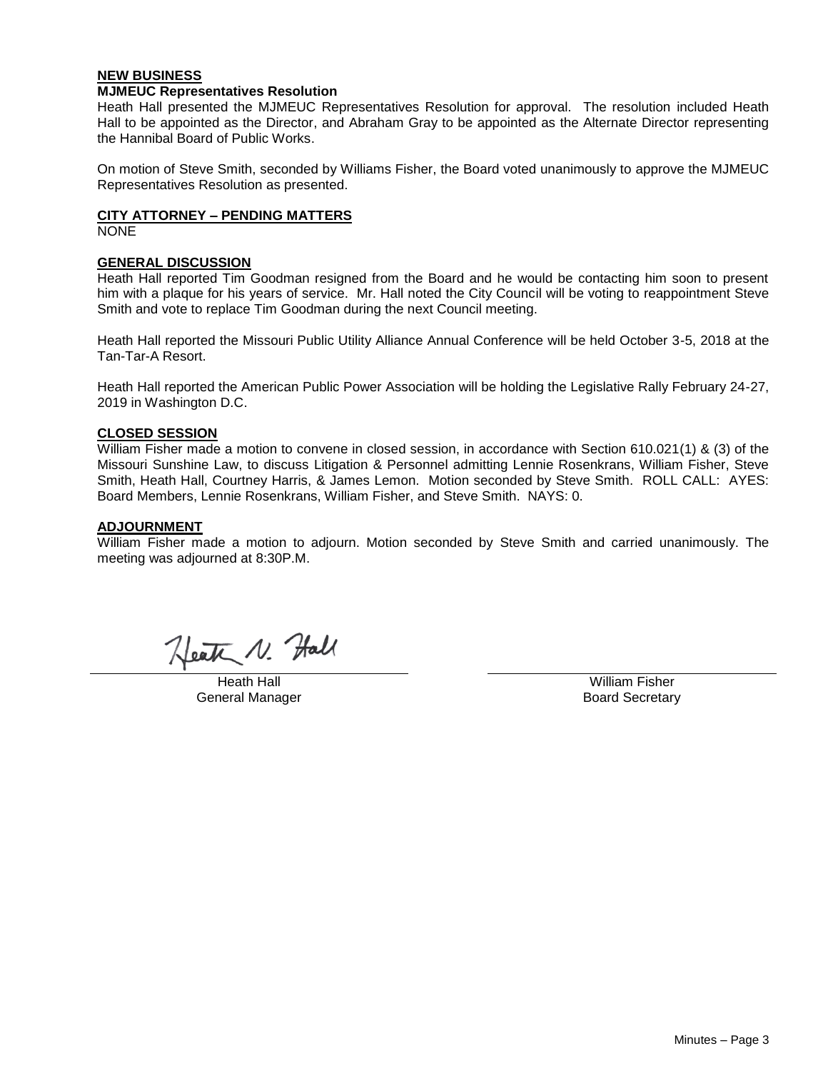## NEW BUSINESS

### MJMEUC Representatives Resolution

Heath Hall presented the MJMEUC Representatives Resolution for approval. The resolution included Heath Hall to be appointed as the Director, and Abraham Gray to be appointed as the Alternate Director representing the Hannibal Board of Public Works.

On motion of Steve Smith, seconded by Williams Fisher, the Board voted unanimously to approve the MJMEUC Representatives Resolution as presented.

## CITY ATTORNEY – PENDING MATTERS

NONE

## GENERAL DISCUSSION

Heath Hall reported Tim Goodman resigned from the Board and he would be contacting him soon to present him with a plaque for his years of service. Mr. Hall noted the City Council will be voting to reappointment Steve Smith and vote to replace Tim Goodman during the next Council meeting.

Heath Hall reported the Missouri Public Utility Alliance Annual Conference will be held October 3-5, 2018 at the Tan-Tar-A Resort.

Heath Hall reported the American Public Power Association will be holding the Legislative Rally February 24-27, 2019 in Washington D.C.

## CLOSED SESSION

William Fisher made a motion to convene in closed session, in accordance with Section 610.021(1) & (3) of the Missouri Sunshine Law, to discuss Litigation & Personnel admitting Lennie Rosenkrans, William Fisher, Steve Smith, Heath Hall, Courtney Harris, & James Lemon. Motion seconded by Steve Smith. ROLL CALL: AYES: Board Members, Lennie Rosenkrans, William Fisher, and Steve Smith. NAYS: 0.

## ADJOURNMENT

William Fisher made a motion to adjourn. Motion seconded by Steve Smith and carried unanimously. The meeting was adjourned at 8:30P.M.

Heath N. Hall

Heath Hall
General Manager

William Fisher
Board Secretary